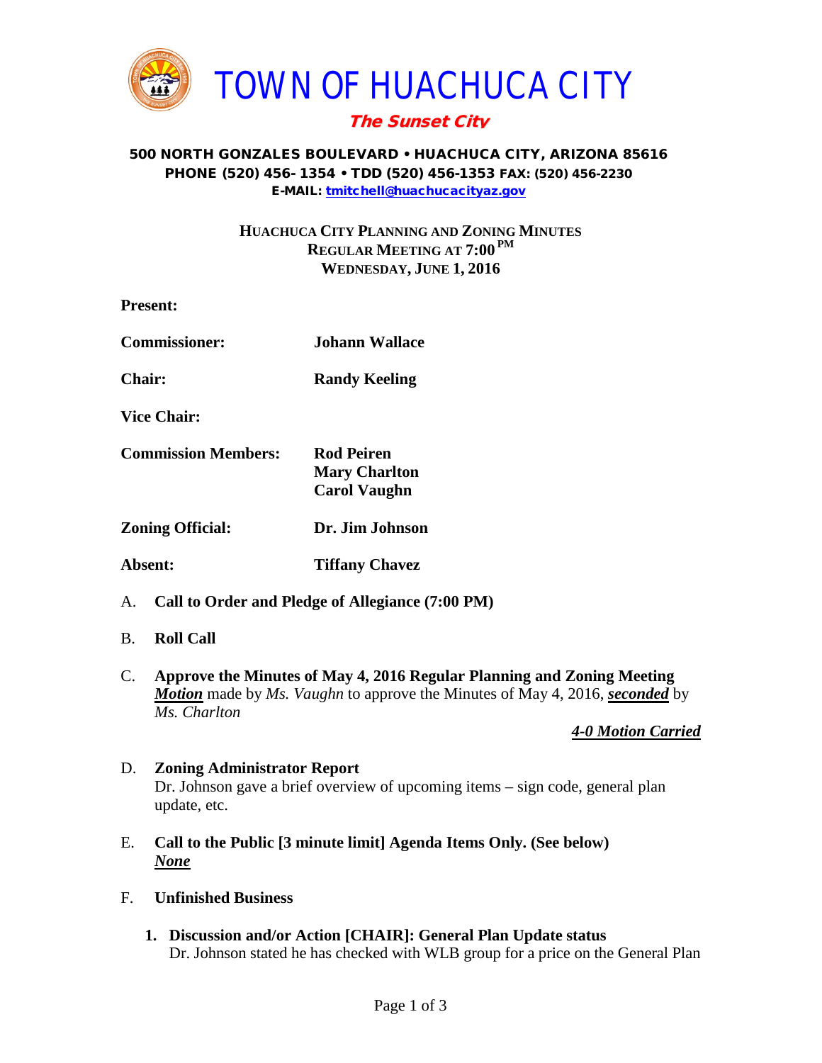# TOWN OF HUACHUCA CITY

***The Sunset City***

**500 NORTH GONZALES BOULEVARD • HUACHUCA CITY, ARIZONA 85616**
**PHONE (520) 456- 1354 • TDD (520) 456-1353 FAX: (520) 456-2230**
**E-MAIL: tmitchell@huachucacityaz.gov**

**HUACHUCA CITY PLANNING AND ZONING MINUTES**
**REGULAR MEETING AT 7:00 PM**
**WEDNESDAY, JUNE 1, 2016**

**Present:**

**Commissioner:** **Johann Wallace**

**Chair:** **Randy Keeling**

**Vice Chair:**

**Commission Members:** **Rod Peiren**
**Mary Charlton**
**Carol Vaughn**

**Zoning Official:** **Dr. Jim Johnson**

**Absent:** **Tiffany Chavez**

A. **Call to Order and Pledge of Allegiance (7:00 PM)**

B. **Roll Call**

C. **Approve the Minutes of May 4, 2016 Regular Planning and Zoning Meeting**
***Motion*** made by *Ms. Vaughn* to approve the Minutes of May 4, 2016, ***seconded*** by *Ms. Charlton*

***4-0 Motion Carried***

D. **Zoning Administrator Report**
Dr. Johnson gave a brief overview of upcoming items – sign code, general plan update, etc.

E. **Call to the Public [3 minute limit] Agenda Items Only. (See below)**
***None***

F. **Unfinished Business**

1. **Discussion and/or Action [CHAIR]: General Plan Update status**
Dr. Johnson stated he has checked with WLB group for a price on the General Plan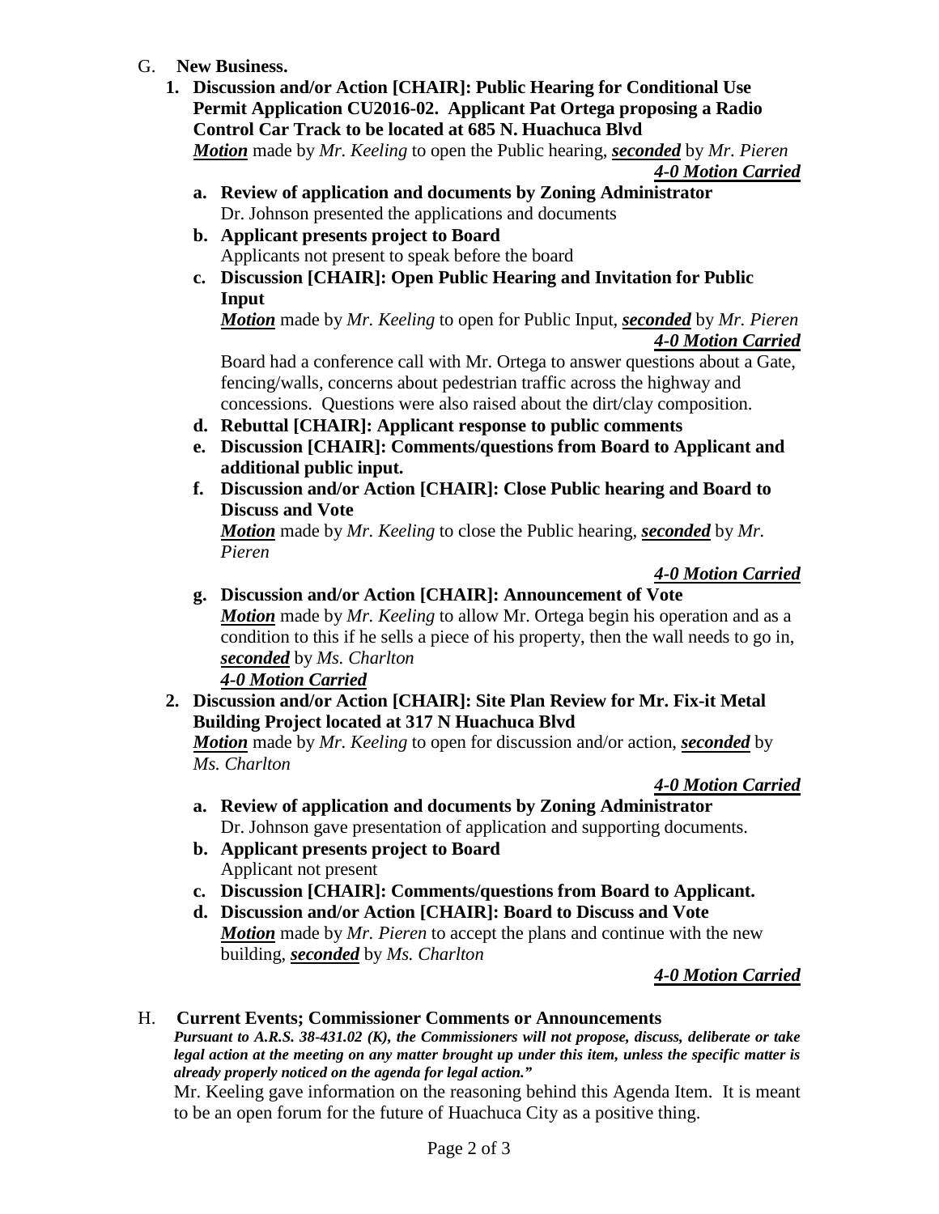G. **New Business.**

1. **Discussion and/or Action [CHAIR]: Public Hearing for Conditional Use Permit Application CU2016-02. Applicant Pat Ortega proposing a Radio Control Car Track to be located at 685 N. Huachuca Blvd**
   ***Motion*** made by *Mr. Keeling* to open the Public hearing, ***seconded*** by *Mr. Pieren*
   ***4-0 Motion Carried***

   a. **Review of application and documents by Zoning Administrator**
      Dr. Johnson presented the applications and documents

   b. **Applicant presents project to Board**
      Applicants not present to speak before the board

   c. **Discussion [CHAIR]: Open Public Hearing and Invitation for Public Input**
      ***Motion*** made by *Mr. Keeling* to open for Public Input, ***seconded*** by *Mr. Pieren*
      ***4-0 Motion Carried***
      Board had a conference call with Mr. Ortega to answer questions about a Gate, fencing/walls, concerns about pedestrian traffic across the highway and concessions. Questions were also raised about the dirt/clay composition.

   d. **Rebuttal [CHAIR]: Applicant response to public comments**

   e. **Discussion [CHAIR]: Comments/questions from Board to Applicant and additional public input.**

   f. **Discussion and/or Action [CHAIR]: Close Public hearing and Board to Discuss and Vote**
      ***Motion*** made by *Mr. Keeling* to close the Public hearing, ***seconded*** by *Mr. Pieren*
      ***4-0 Motion Carried***

   g. **Discussion and/or Action [CHAIR]: Announcement of Vote**
      ***Motion*** made by *Mr. Keeling* to allow Mr. Ortega begin his operation and as a condition to this if he sells a piece of his property, then the wall needs to go in, ***seconded*** by *Ms. Charlton*
      ***4-0 Motion Carried***

2. **Discussion and/or Action [CHAIR]: Site Plan Review for Mr. Fix-it Metal Building Project located at 317 N Huachuca Blvd**
   ***Motion*** made by *Mr. Keeling* to open for discussion and/or action, ***seconded*** by *Ms. Charlton*
   ***4-0 Motion Carried***

   a. **Review of application and documents by Zoning Administrator**
      Dr. Johnson gave presentation of application and supporting documents.

   b. **Applicant presents project to Board**
      Applicant not present

   c. **Discussion [CHAIR]: Comments/questions from Board to Applicant.**

   d. **Discussion and/or Action [CHAIR]: Board to Discuss and Vote**
      ***Motion*** made by *Mr. Pieren* to accept the plans and continue with the new building, ***seconded*** by *Ms. Charlton*
      ***4-0 Motion Carried***

H. **Current Events; Commissioner Comments or Announcements**

***Pursuant to A.R.S. 38-431.02 (K), the Commissioners will not propose, discuss, deliberate or take legal action at the meeting on any matter brought up under this item, unless the specific matter is already properly noticed on the agenda for legal action."***

Mr. Keeling gave information on the reasoning behind this Agenda Item. It is meant to be an open forum for the future of Huachuca City as a positive thing.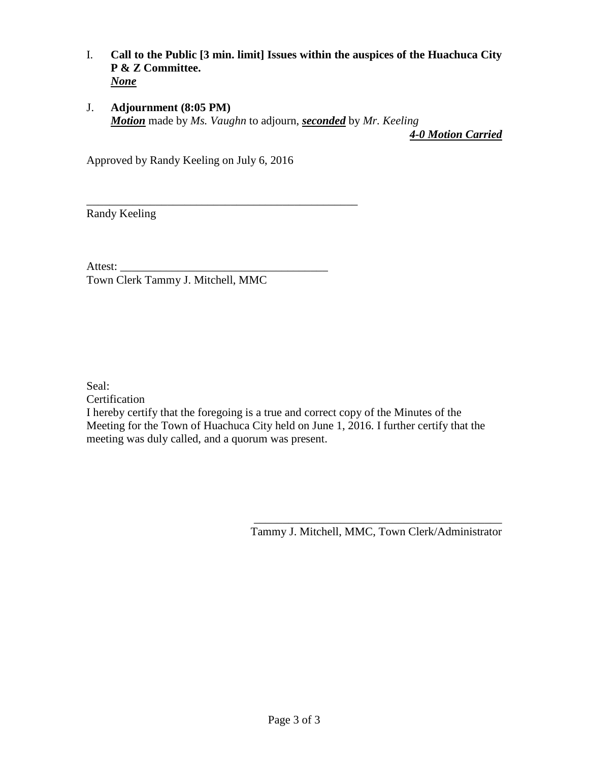I. **Call to the Public [3 min. limit] Issues within the auspices of the Huachuca City P & Z Committee.**
***None***

J. **Adjournment (8:05 PM)**
***Motion*** made by *Ms. Vaughn* to adjourn, ***seconded*** by *Mr. Keeling*
***4-0 Motion Carried***

Approved by Randy Keeling on July 6, 2016

\_\_\_\_\_\_\_\_\_\_\_\_\_\_\_\_\_\_\_\_\_\_\_\_\_\_\_\_\_\_\_\_\_\_\_\_\_\_\_\_\_\_\_\_\_\_\_\_
Randy Keeling

Attest: \_\_\_\_\_\_\_\_\_\_\_\_\_\_\_\_\_\_\_\_\_\_\_\_\_\_\_\_\_\_\_\_\_\_\_\_
Town Clerk Tammy J. Mitchell, MMC

Seal:
Certification
I hereby certify that the foregoing is a true and correct copy of the Minutes of the Meeting for the Town of Huachuca City held on June 1, 2016. I further certify that the meeting was duly called, and a quorum was present.

\_\_\_\_\_\_\_\_\_\_\_\_\_\_\_\_\_\_\_\_\_\_\_\_\_\_\_\_\_\_\_\_\_\_\_\_\_\_\_\_\_\_\_\_
Tammy J. Mitchell, MMC, Town Clerk/Administrator